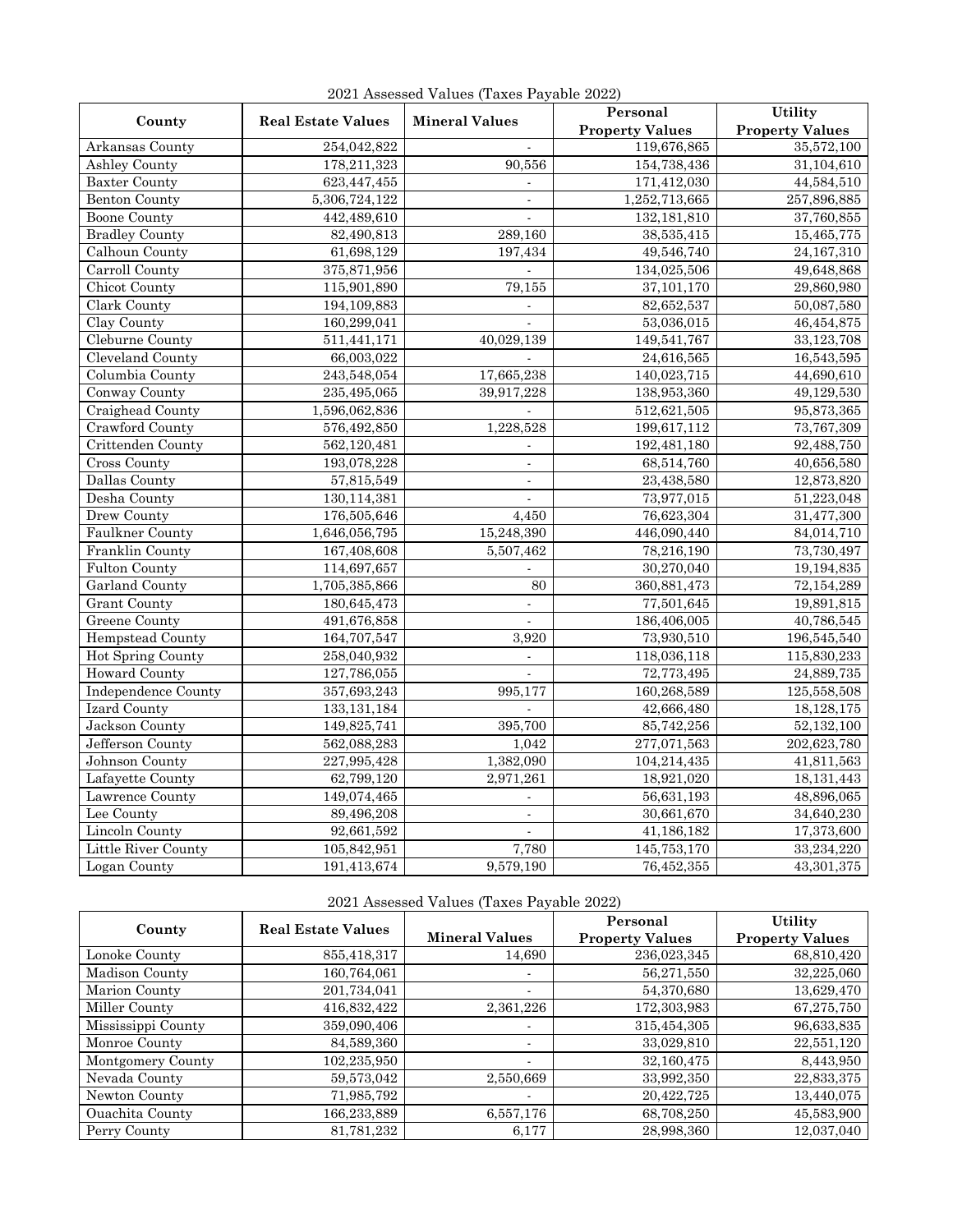2021 Assessed Values (Taxes Payable 2022)

| County | Real Estate Values | Mineral Values | Personal Property Values | Utility Property Values |
|---|---|---|---|---|
| Arkansas County | 254,042,822 | - | 119,676,865 | 35,572,100 |
| Ashley County | 178,211,323 | 90,556 | 154,738,436 | 31,104,610 |
| Baxter County | 623,447,455 | - | 171,412,030 | 44,584,510 |
| Benton County | 5,306,724,122 | - | 1,252,713,665 | 257,896,885 |
| Boone County | 442,489,610 | - | 132,181,810 | 37,760,855 |
| Bradley County | 82,490,813 | 289,160 | 38,535,415 | 15,465,775 |
| Calhoun County | 61,698,129 | 197,434 | 49,546,740 | 24,167,310 |
| Carroll County | 375,871,956 | - | 134,025,506 | 49,648,868 |
| Chicot County | 115,901,890 | 79,155 | 37,101,170 | 29,860,980 |
| Clark County | 194,109,883 | - | 82,652,537 | 50,087,580 |
| Clay County | 160,299,041 | - | 53,036,015 | 46,454,875 |
| Cleburne County | 511,441,171 | 40,029,139 | 149,541,767 | 33,123,708 |
| Cleveland County | 66,003,022 | - | 24,616,565 | 16,543,595 |
| Columbia County | 243,548,054 | 17,665,238 | 140,023,715 | 44,690,610 |
| Conway County | 235,495,065 | 39,917,228 | 138,953,360 | 49,129,530 |
| Craighead County | 1,596,062,836 | - | 512,621,505 | 95,873,365 |
| Crawford County | 576,492,850 | 1,228,528 | 199,617,112 | 73,767,309 |
| Crittenden County | 562,120,481 | - | 192,481,180 | 92,488,750 |
| Cross County | 193,078,228 | - | 68,514,760 | 40,656,580 |
| Dallas County | 57,815,549 | - | 23,438,580 | 12,873,820 |
| Desha County | 130,114,381 | - | 73,977,015 | 51,223,048 |
| Drew County | 176,505,646 | 4,450 | 76,623,304 | 31,477,300 |
| Faulkner County | 1,646,056,795 | 15,248,390 | 446,090,440 | 84,014,710 |
| Franklin County | 167,408,608 | 5,507,462 | 78,216,190 | 73,730,497 |
| Fulton County | 114,697,657 | - | 30,270,040 | 19,194,835 |
| Garland County | 1,705,385,866 | 80 | 360,881,473 | 72,154,289 |
| Grant County | 180,645,473 | - | 77,501,645 | 19,891,815 |
| Greene County | 491,676,858 | - | 186,406,005 | 40,786,545 |
| Hempstead County | 164,707,547 | 3,920 | 73,930,510 | 196,545,540 |
| Hot Spring County | 258,040,932 | - | 118,036,118 | 115,830,233 |
| Howard County | 127,786,055 | - | 72,773,495 | 24,889,735 |
| Independence County | 357,693,243 | 995,177 | 160,268,589 | 125,558,508 |
| Izard County | 133,131,184 | - | 42,666,480 | 18,128,175 |
| Jackson County | 149,825,741 | 395,700 | 85,742,256 | 52,132,100 |
| Jefferson County | 562,088,283 | 1,042 | 277,071,563 | 202,623,780 |
| Johnson County | 227,995,428 | 1,382,090 | 104,214,435 | 41,811,563 |
| Lafayette County | 62,799,120 | 2,971,261 | 18,921,020 | 18,131,443 |
| Lawrence County | 149,074,465 | - | 56,631,193 | 48,896,065 |
| Lee County | 89,496,208 | - | 30,661,670 | 34,640,230 |
| Lincoln County | 92,661,592 | - | 41,186,182 | 17,373,600 |
| Little River County | 105,842,951 | 7,780 | 145,753,170 | 33,234,220 |
| Logan County | 191,413,674 | 9,579,190 | 76,452,355 | 43,301,375 |

2021 Assessed Values (Taxes Payable 2022)

| County | Real Estate Values | Mineral Values | Personal Property Values | Utility Property Values |
|---|---|---|---|---|
| Lonoke County | 855,418,317 | 14,690 | 236,023,345 | 68,810,420 |
| Madison County | 160,764,061 | - | 56,271,550 | 32,225,060 |
| Marion County | 201,734,041 | - | 54,370,680 | 13,629,470 |
| Miller County | 416,832,422 | 2,361,226 | 172,303,983 | 67,275,750 |
| Mississippi County | 359,090,406 | - | 315,454,305 | 96,633,835 |
| Monroe County | 84,589,360 | - | 33,029,810 | 22,551,120 |
| Montgomery County | 102,235,950 | - | 32,160,475 | 8,443,950 |
| Nevada County | 59,573,042 | 2,550,669 | 33,992,350 | 22,833,375 |
| Newton County | 71,985,792 | - | 20,422,725 | 13,440,075 |
| Ouachita County | 166,233,889 | 6,557,176 | 68,708,250 | 45,583,900 |
| Perry County | 81,781,232 | 6,177 | 28,998,360 | 12,037,040 |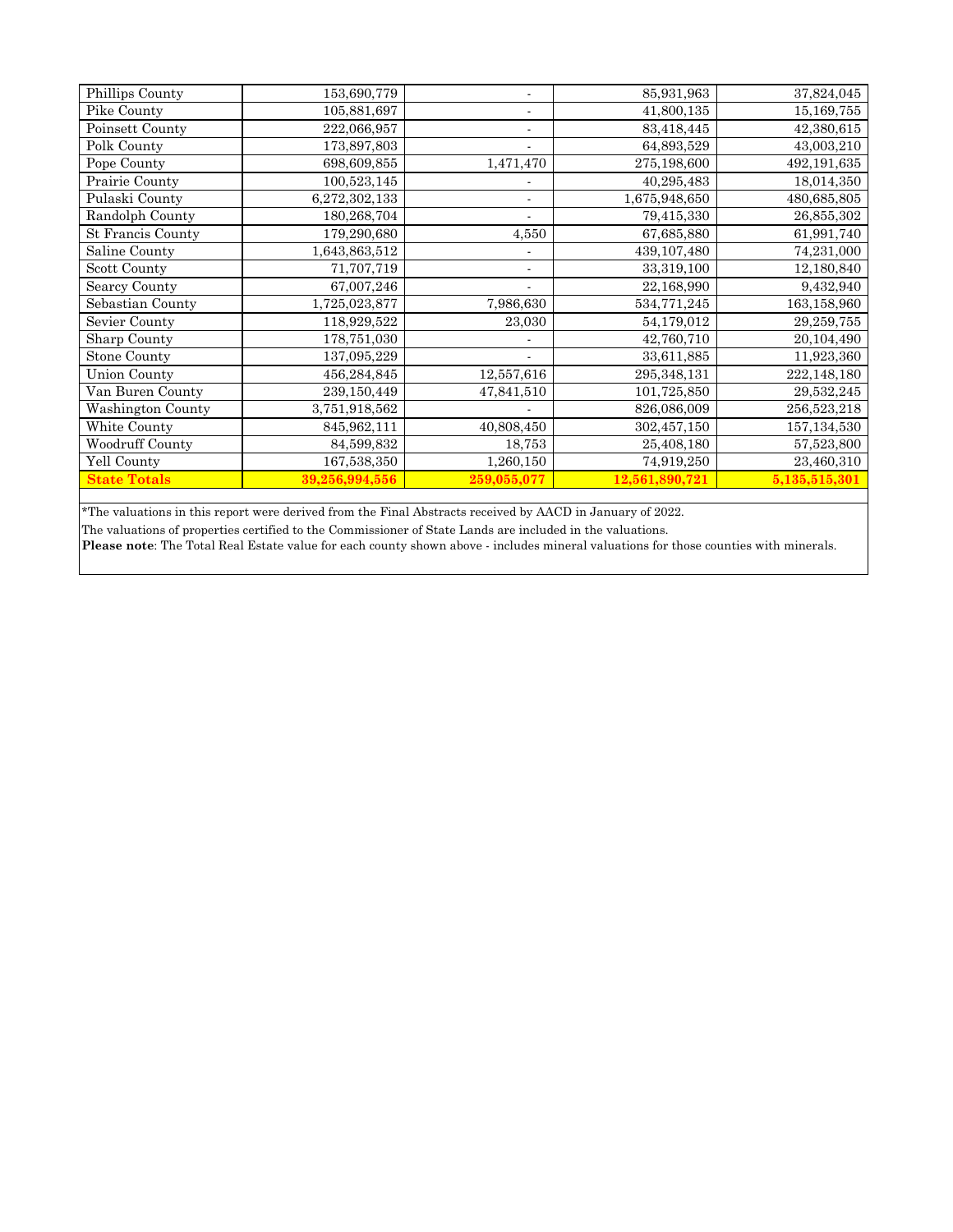| | | | | |
|---|---|---|---|---|
| Phillips County | 153,690,779 | - | 85,931,963 | 37,824,045 |
| Pike County | 105,881,697 | - | 41,800,135 | 15,169,755 |
| Poinsett County | 222,066,957 | - | 83,418,445 | 42,380,615 |
| Polk County | 173,897,803 | - | 64,893,529 | 43,003,210 |
| Pope County | 698,609,855 | 1,471,470 | 275,198,600 | 492,191,635 |
| Prairie County | 100,523,145 | - | 40,295,483 | 18,014,350 |
| Pulaski County | 6,272,302,133 | - | 1,675,948,650 | 480,685,805 |
| Randolph County | 180,268,704 | - | 79,415,330 | 26,855,302 |
| St Francis County | 179,290,680 | 4,550 | 67,685,880 | 61,991,740 |
| Saline County | 1,643,863,512 | - | 439,107,480 | 74,231,000 |
| Scott County | 71,707,719 | - | 33,319,100 | 12,180,840 |
| Searcy County | 67,007,246 | - | 22,168,990 | 9,432,940 |
| Sebastian County | 1,725,023,877 | 7,986,630 | 534,771,245 | 163,158,960 |
| Sevier County | 118,929,522 | 23,030 | 54,179,012 | 29,259,755 |
| Sharp County | 178,751,030 | - | 42,760,710 | 20,104,490 |
| Stone County | 137,095,229 | - | 33,611,885 | 11,923,360 |
| Union County | 456,284,845 | 12,557,616 | 295,348,131 | 222,148,180 |
| Van Buren County | 239,150,449 | 47,841,510 | 101,725,850 | 29,532,245 |
| Washington County | 3,751,918,562 | - | 826,086,009 | 256,523,218 |
| White County | 845,962,111 | 40,808,450 | 302,457,150 | 157,134,530 |
| Woodruff County | 84,599,832 | 18,753 | 25,408,180 | 57,523,800 |
| Yell County | 167,538,350 | 1,260,150 | 74,919,250 | 23,460,310 |
| **State Totals** | **39,256,994,556** | **259,055,077** | **12,561,890,721** | **5,135,515,301** |

*The valuations in this report were derived from the Final Abstracts received by AACD in January of 2022.

The valuations of properties certified to the Commissioner of State Lands are included in the valuations.

**Please note**: The Total Real Estate value for each county shown above - includes mineral valuations for those counties with minerals.